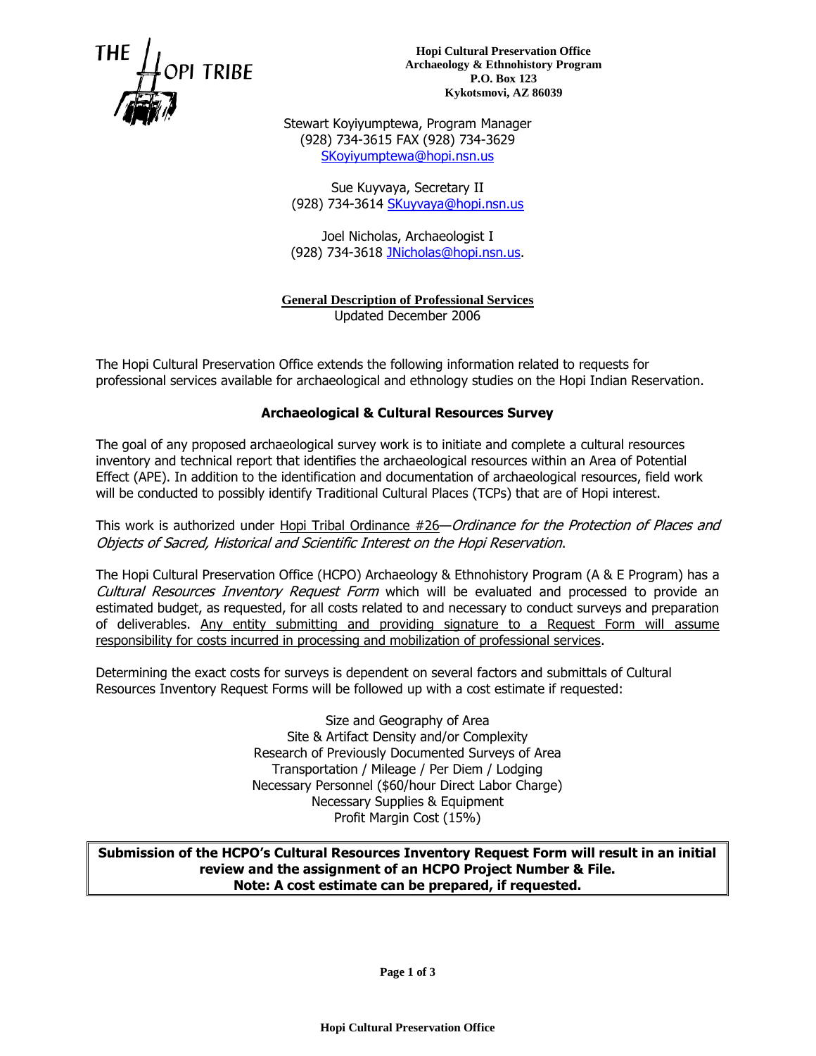THE HOPI TRIBE

**Hopi Cultural Preservation Office**
**Archaeology & Ethnohistory Program**
**P.O. Box 123**
**Kykotsmovi, AZ 86039**

Stewart Koyiyumptewa, Program Manager
(928) 734-3615 FAX (928) 734-3629
SKoyiyumptewa@hopi.nsn.us

Sue Kuyvaya, Secretary II
(928) 734-3614 SKuyvaya@hopi.nsn.us

Joel Nicholas, Archaeologist I
(928) 734-3618 JNicholas@hopi.nsn.us.

**General Description of Professional Services**
Updated December 2006

The Hopi Cultural Preservation Office extends the following information related to requests for professional services available for archaeological and ethnology studies on the Hopi Indian Reservation.

## Archaeological & Cultural Resources Survey

The goal of any proposed archaeological survey work is to initiate and complete a cultural resources inventory and technical report that identifies the archaeological resources within an Area of Potential Effect (APE). In addition to the identification and documentation of archaeological resources, field work will be conducted to possibly identify Traditional Cultural Places (TCPs) that are of Hopi interest.

This work is authorized under Hopi Tribal Ordinance #26—*Ordinance for the Protection of Places and Objects of Sacred, Historical and Scientific Interest on the Hopi Reservation*.

The Hopi Cultural Preservation Office (HCPO) Archaeology & Ethnohistory Program (A & E Program) has a *Cultural Resources Inventory Request Form* which will be evaluated and processed to provide an estimated budget, as requested, for all costs related to and necessary to conduct surveys and preparation of deliverables. Any entity submitting and providing signature to a Request Form will assume responsibility for costs incurred in processing and mobilization of professional services.

Determining the exact costs for surveys is dependent on several factors and submittals of Cultural Resources Inventory Request Forms will be followed up with a cost estimate if requested:

Size and Geography of Area
Site & Artifact Density and/or Complexity
Research of Previously Documented Surveys of Area
Transportation / Mileage / Per Diem / Lodging
Necessary Personnel ($60/hour Direct Labor Charge)
Necessary Supplies & Equipment
Profit Margin Cost (15%)

**Submission of the HCPO's Cultural Resources Inventory Request Form will result in an initial review and the assignment of an HCPO Project Number & File.**
**Note: A cost estimate can be prepared, if requested.**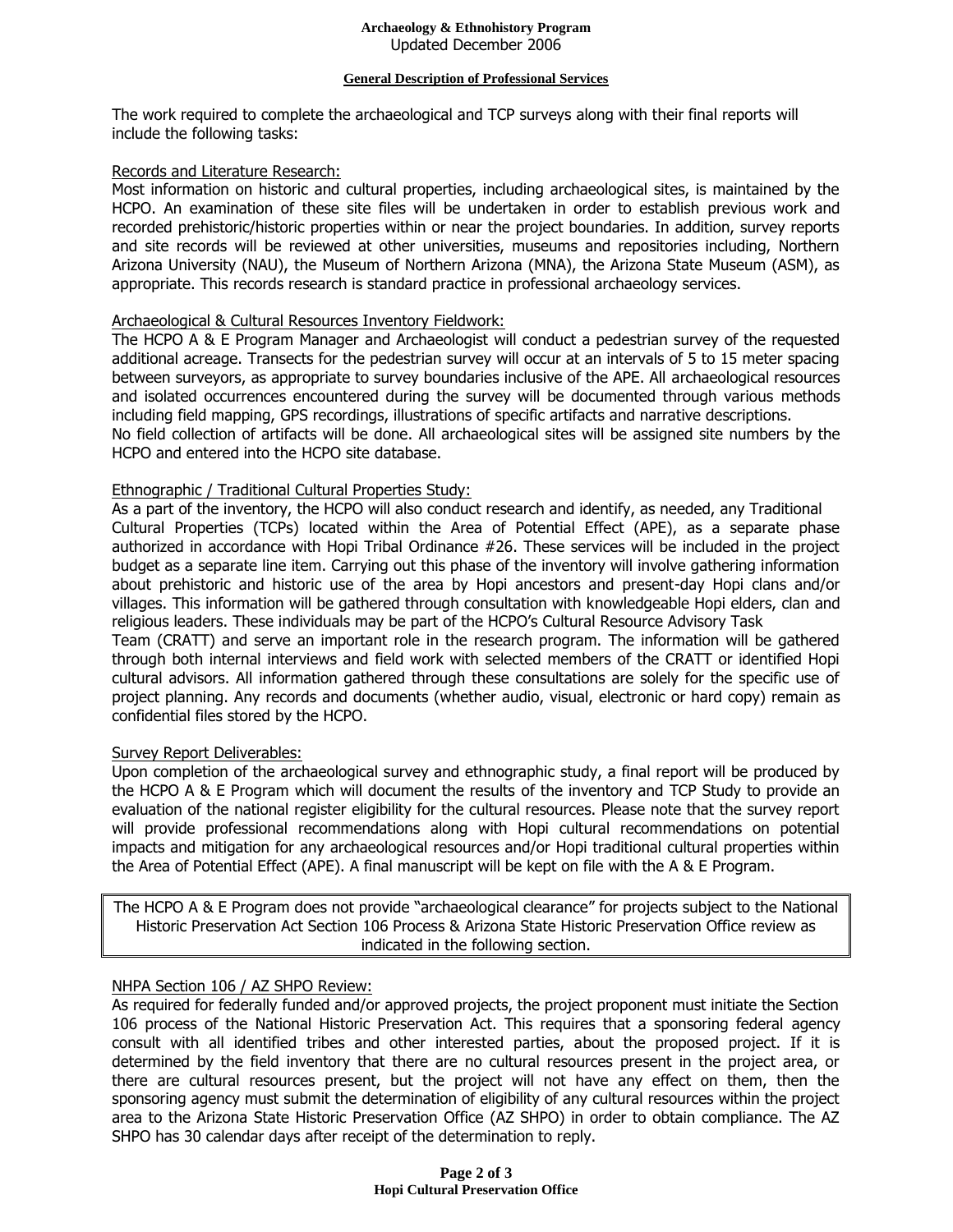**General Description of Professional Services**

The work required to complete the archaeological and TCP surveys along with their final reports will include the following tasks:

Records and Literature Research:

Most information on historic and cultural properties, including archaeological sites, is maintained by the HCPO. An examination of these site files will be undertaken in order to establish previous work and recorded prehistoric/historic properties within or near the project boundaries. In addition, survey reports and site records will be reviewed at other universities, museums and repositories including, Northern Arizona University (NAU), the Museum of Northern Arizona (MNA), the Arizona State Museum (ASM), as appropriate. This records research is standard practice in professional archaeology services.

Archaeological & Cultural Resources Inventory Fieldwork:

The HCPO A & E Program Manager and Archaeologist will conduct a pedestrian survey of the requested additional acreage. Transects for the pedestrian survey will occur at an intervals of 5 to 15 meter spacing between surveyors, as appropriate to survey boundaries inclusive of the APE. All archaeological resources and isolated occurrences encountered during the survey will be documented through various methods including field mapping, GPS recordings, illustrations of specific artifacts and narrative descriptions.

No field collection of artifacts will be done. All archaeological sites will be assigned site numbers by the HCPO and entered into the HCPO site database.

Ethnographic / Traditional Cultural Properties Study:

As a part of the inventory, the HCPO will also conduct research and identify, as needed, any Traditional Cultural Properties (TCPs) located within the Area of Potential Effect (APE), as a separate phase authorized in accordance with Hopi Tribal Ordinance #26. These services will be included in the project budget as a separate line item. Carrying out this phase of the inventory will involve gathering information about prehistoric and historic use of the area by Hopi ancestors and present-day Hopi clans and/or villages. This information will be gathered through consultation with knowledgeable Hopi elders, clan and religious leaders. These individuals may be part of the HCPO's Cultural Resource Advisory Task Team (CRATT) and serve an important role in the research program. The information will be gathered through both internal interviews and field work with selected members of the CRATT or identified Hopi cultural advisors. All information gathered through these consultations are solely for the specific use of project planning. Any records and documents (whether audio, visual, electronic or hard copy) remain as confidential files stored by the HCPO.

Survey Report Deliverables:

Upon completion of the archaeological survey and ethnographic study, a final report will be produced by the HCPO A & E Program which will document the results of the inventory and TCP Study to provide an evaluation of the national register eligibility for the cultural resources. Please note that the survey report will provide professional recommendations along with Hopi cultural recommendations on potential impacts and mitigation for any archaeological resources and/or Hopi traditional cultural properties within the Area of Potential Effect (APE). A final manuscript will be kept on file with the A & E Program.

| The HCPO A & E Program does not provide "archaeological clearance" for projects subject to the National Historic Preservation Act Section 106 Process & Arizona State Historic Preservation Office review as indicated in the following section. |
| --- |

NHPA Section 106 / AZ SHPO Review:

As required for federally funded and/or approved projects, the project proponent must initiate the Section 106 process of the National Historic Preservation Act. This requires that a sponsoring federal agency consult with all identified tribes and other interested parties, about the proposed project. If it is determined by the field inventory that there are no cultural resources present in the project area, or there are cultural resources present, but the project will not have any effect on them, then the sponsoring agency must submit the determination of eligibility of any cultural resources within the project area to the Arizona State Historic Preservation Office (AZ SHPO) in order to obtain compliance. The AZ SHPO has 30 calendar days after receipt of the determination to reply.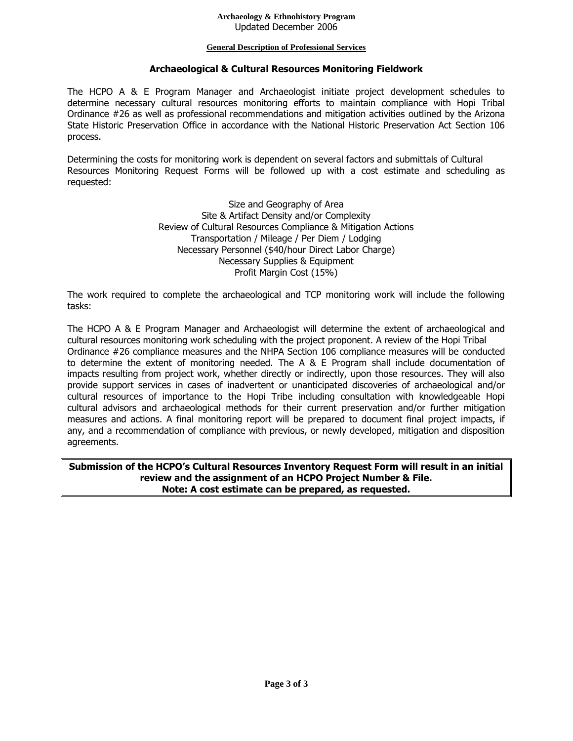**Archaeology & Ethnohistory Program**
Updated December 2006

**General Description of Professional Services**

## Archaeological & Cultural Resources Monitoring Fieldwork

The HCPO A & E Program Manager and Archaeologist initiate project development schedules to determine necessary cultural resources monitoring efforts to maintain compliance with Hopi Tribal Ordinance #26 as well as professional recommendations and mitigation activities outlined by the Arizona State Historic Preservation Office in accordance with the National Historic Preservation Act Section 106 process.

Determining the costs for monitoring work is dependent on several factors and submittals of Cultural Resources Monitoring Request Forms will be followed up with a cost estimate and scheduling as requested:

Size and Geography of Area
Site & Artifact Density and/or Complexity
Review of Cultural Resources Compliance & Mitigation Actions
Transportation / Mileage / Per Diem / Lodging
Necessary Personnel ($40/hour Direct Labor Charge)
Necessary Supplies & Equipment
Profit Margin Cost (15%)

The work required to complete the archaeological and TCP monitoring work will include the following tasks:

The HCPO A & E Program Manager and Archaeologist will determine the extent of archaeological and cultural resources monitoring work scheduling with the project proponent. A review of the Hopi Tribal Ordinance #26 compliance measures and the NHPA Section 106 compliance measures will be conducted to determine the extent of monitoring needed. The A & E Program shall include documentation of impacts resulting from project work, whether directly or indirectly, upon those resources. They will also provide support services in cases of inadvertent or unanticipated discoveries of archaeological and/or cultural resources of importance to the Hopi Tribe including consultation with knowledgeable Hopi cultural advisors and archaeological methods for their current preservation and/or further mitigation measures and actions. A final monitoring report will be prepared to document final project impacts, if any, and a recommendation of compliance with previous, or newly developed, mitigation and disposition agreements.

**Submission of the HCPO's Cultural Resources Inventory Request Form will result in an initial review and the assignment of an HCPO Project Number & File.**
**Note: A cost estimate can be prepared, as requested.**